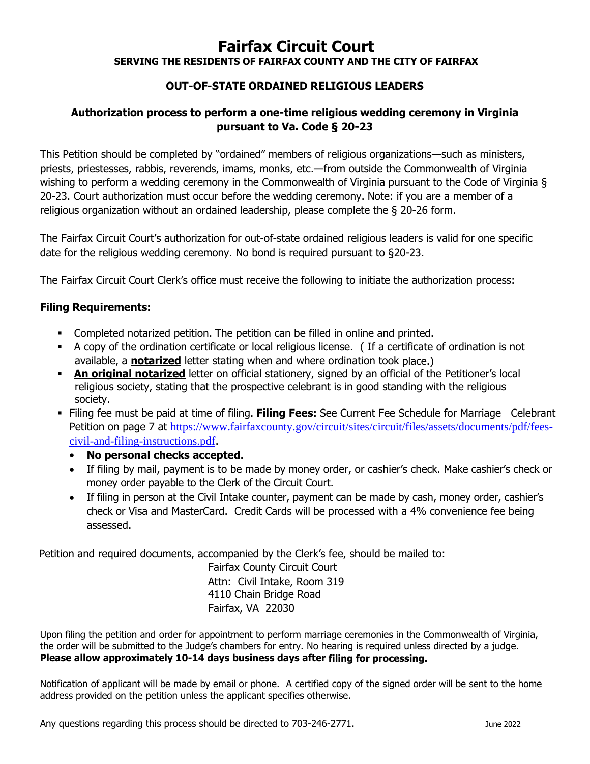# Fairfax Circuit Court

**SERVING THE RESIDENTS OF FAIRFAX COUNTY AND THE CITY OF FAIRFAX**

## OUT-OF-STATE ORDAINED RELIGIOUS LEADERS

### Authorization process to perform a one-time religious wedding ceremony in Virginia pursuant to Va. Code § 20-23

This Petition should be completed by "ordained" members of religious organizations—such as ministers, priests, priestesses, rabbis, reverends, imams, monks, etc.—from outside the Commonwealth of Virginia wishing to perform a wedding ceremony in the Commonwealth of Virginia pursuant to the Code of Virginia § 20-23. Court authorization must occur before the wedding ceremony. Note: if you are a member of a religious organization without an ordained leadership, please complete the § 20-26 form.

The Fairfax Circuit Court's authorization for out-of-state ordained religious leaders is valid for one specific date for the religious wedding ceremony. No bond is required pursuant to §20-23.

The Fairfax Circuit Court Clerk's office must receive the following to initiate the authorization process:

**Filing Requirements:**

- Completed notarized petition. The petition can be filled in online and printed.
- A copy of the ordination certificate or local religious license. ( If a certificate of ordination is not available, a **notarized** letter stating when and where ordination took place.)
- **An original notarized** letter on official stationery, signed by an official of the Petitioner's local religious society, stating that the prospective celebrant is in good standing with the religious society.
- Filing fee must be paid at time of filing. **Filing Fees:** See Current Fee Schedule for Marriage Celebrant Petition on page 7 at https://www.fairfaxcounty.gov/circuit/sites/circuit/files/assets/documents/pdf/fees-civil-and-filing-instructions.pdf.
  - **No personal checks accepted.**
  - If filing by mail, payment is to be made by money order, or cashier's check. Make cashier's check or money order payable to the Clerk of the Circuit Court.
  - If filing in person at the Civil Intake counter, payment can be made by cash, money order, cashier's check or Visa and MasterCard. Credit Cards will be processed with a 4% convenience fee being assessed.

Petition and required documents, accompanied by the Clerk's fee, should be mailed to:

Fairfax County Circuit Court
Attn: Civil Intake, Room 319
4110 Chain Bridge Road
Fairfax, VA 22030

Upon filing the petition and order for appointment to perform marriage ceremonies in the Commonwealth of Virginia, the order will be submitted to the Judge's chambers for entry. No hearing is required unless directed by a judge. **Please allow approximately 10-14 days business days after filing for processing.**

Notification of applicant will be made by email or phone. A certified copy of the signed order will be sent to the home address provided on the petition unless the applicant specifies otherwise.

Any questions regarding this process should be directed to 703-246-2771.

June 2022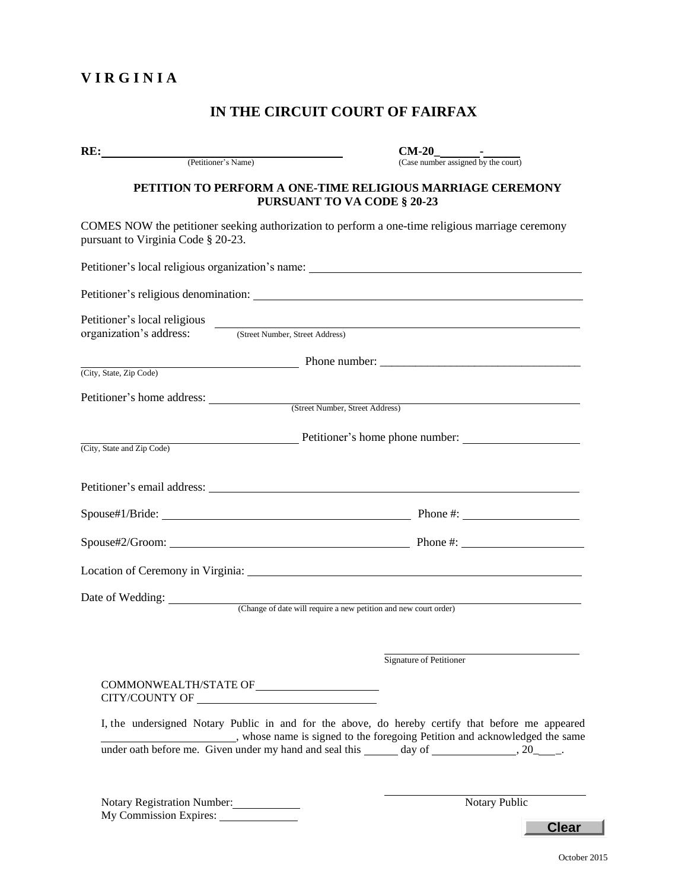**V I R G I N I A**

## IN THE CIRCUIT COURT OF FAIRFAX

**RE:** ________________________________ **CM-20\_\_\_\_\_\_\_-\_\_\_\_\_\_**
(Petitioner's Name) (Case number assigned by the court)

### PETITION TO PERFORM A ONE-TIME RELIGIOUS MARRIAGE CEREMONY PURSUANT TO VA CODE § 20-23

COMES NOW the petitioner seeking authorization to perform a one-time religious marriage ceremony pursuant to Virginia Code § 20-23.

Petitioner's local religious organization's name: ________________________________

Petitioner's religious denomination: ________________________________

Petitioner's local religious organization's address: ________________________________
(Street Number, Street Address)

________________________________ Phone number: ________________________________
(City, State, Zip Code)

Petitioner's home address: ________________________________
(Street Number, Street Address)

________________________________ Petitioner's home phone number: ________________
(City, State and Zip Code)

Petitioner's email address: ________________________________

Spouse#1/Bride: ________________________________ Phone #: ________________

Spouse#2/Groom: ________________________________ Phone #: ________________

Location of Ceremony in Virginia: ________________________________

Date of Wedding: ________________________________
(Change of date will require a new petition and new court order)

________________________________
Signature of Petitioner

COMMONWEALTH/STATE OF ________________________
CITY/COUNTY OF ________________________

I, the undersigned Notary Public in and for the above, do hereby certify that before me appeared ________________________, whose name is signed to the foregoing Petition and acknowledged the same under oath before me. Given under my hand and seal this ______ day of ______________, 20\_\_\_\_.

________________________________
Notary Public

Notary Registration Number: ____________
My Commission Expires: ______________

Clear

October 2015